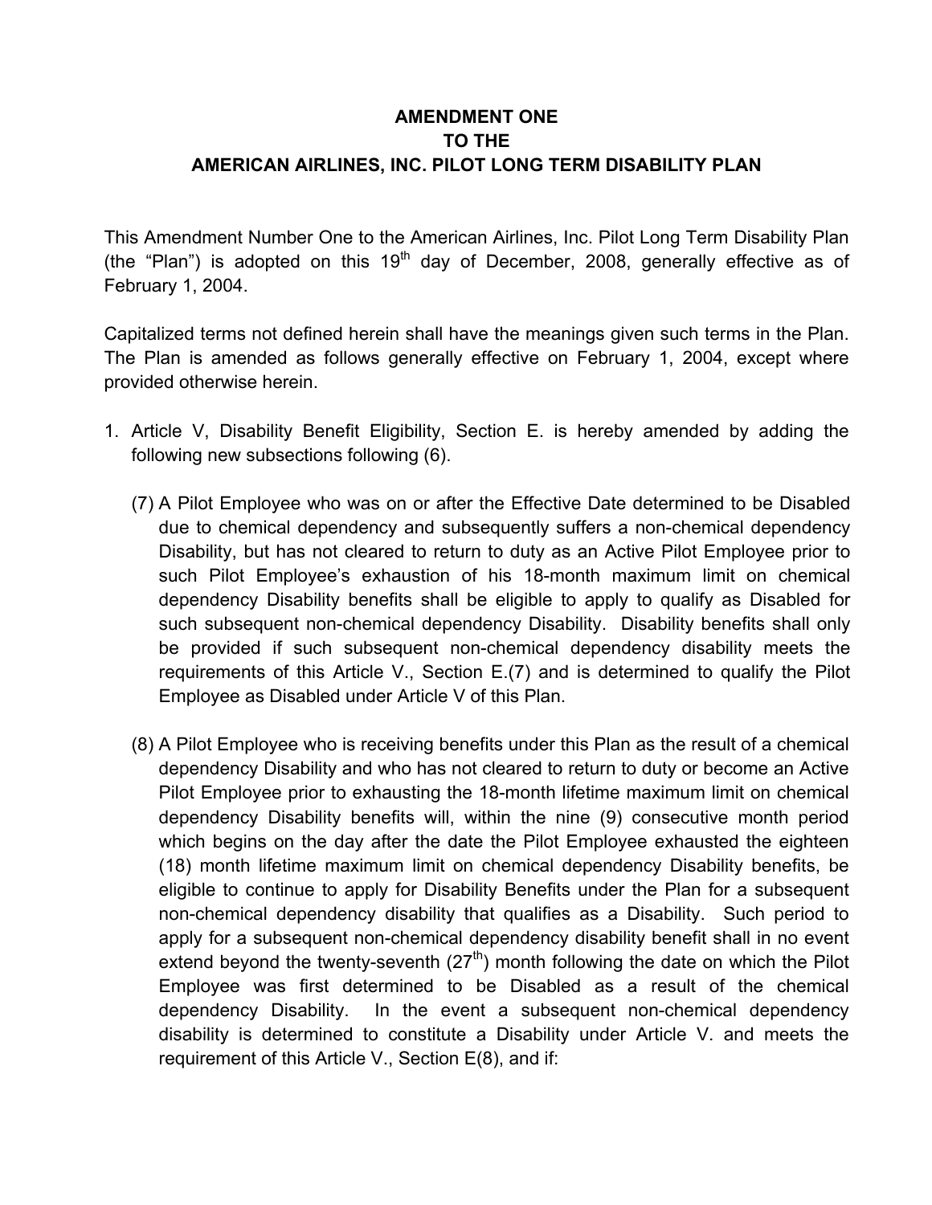# AMENDMENT ONE
# TO THE
# AMERICAN AIRLINES, INC. PILOT LONG TERM DISABILITY PLAN

This Amendment Number One to the American Airlines, Inc. Pilot Long Term Disability Plan (the "Plan") is adopted on this 19th day of December, 2008, generally effective as of February 1, 2004.

Capitalized terms not defined herein shall have the meanings given such terms in the Plan. The Plan is amended as follows generally effective on February 1, 2004, except where provided otherwise herein.

1. Article V, Disability Benefit Eligibility, Section E. is hereby amended by adding the following new subsections following (6).

   (7) A Pilot Employee who was on or after the Effective Date determined to be Disabled due to chemical dependency and subsequently suffers a non-chemical dependency Disability, but has not cleared to return to duty as an Active Pilot Employee prior to such Pilot Employee's exhaustion of his 18-month maximum limit on chemical dependency Disability benefits shall be eligible to apply to qualify as Disabled for such subsequent non-chemical dependency Disability. Disability benefits shall only be provided if such subsequent non-chemical dependency disability meets the requirements of this Article V., Section E.(7) and is determined to qualify the Pilot Employee as Disabled under Article V of this Plan.

   (8) A Pilot Employee who is receiving benefits under this Plan as the result of a chemical dependency Disability and who has not cleared to return to duty or become an Active Pilot Employee prior to exhausting the 18-month lifetime maximum limit on chemical dependency Disability benefits will, within the nine (9) consecutive month period which begins on the day after the date the Pilot Employee exhausted the eighteen (18) month lifetime maximum limit on chemical dependency Disability benefits, be eligible to continue to apply for Disability Benefits under the Plan for a subsequent non-chemical dependency disability that qualifies as a Disability. Such period to apply for a subsequent non-chemical dependency disability benefit shall in no event extend beyond the twenty-seventh (27th) month following the date on which the Pilot Employee was first determined to be Disabled as a result of the chemical dependency Disability. In the event a subsequent non-chemical dependency disability is determined to constitute a Disability under Article V. and meets the requirement of this Article V., Section E(8), and if: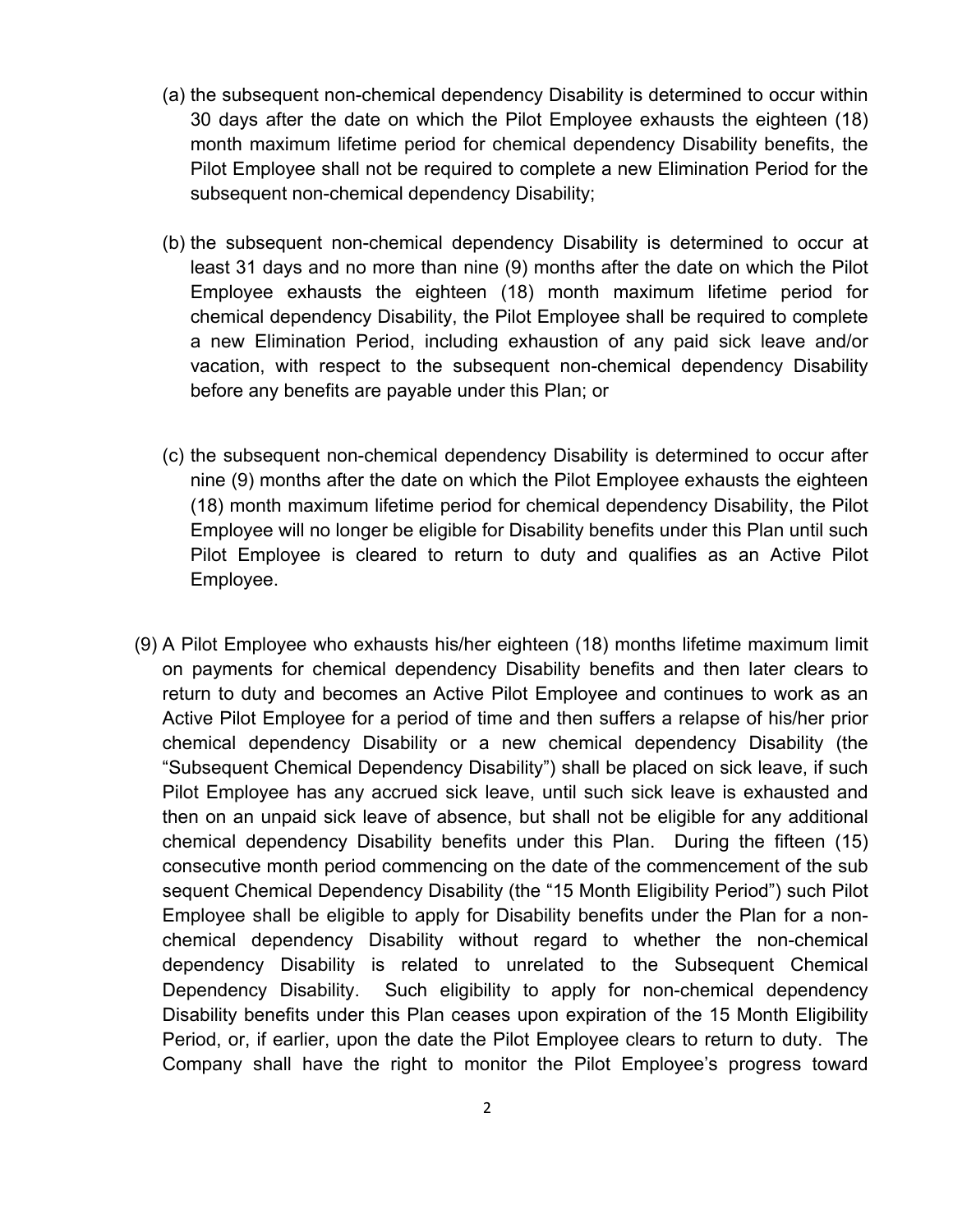(a) the subsequent non-chemical dependency Disability is determined to occur within 30 days after the date on which the Pilot Employee exhausts the eighteen (18) month maximum lifetime period for chemical dependency Disability benefits, the Pilot Employee shall not be required to complete a new Elimination Period for the subsequent non-chemical dependency Disability;

(b) the subsequent non-chemical dependency Disability is determined to occur at least 31 days and no more than nine (9) months after the date on which the Pilot Employee exhausts the eighteen (18) month maximum lifetime period for chemical dependency Disability, the Pilot Employee shall be required to complete a new Elimination Period, including exhaustion of any paid sick leave and/or vacation, with respect to the subsequent non-chemical dependency Disability before any benefits are payable under this Plan; or

(c) the subsequent non-chemical dependency Disability is determined to occur after nine (9) months after the date on which the Pilot Employee exhausts the eighteen (18) month maximum lifetime period for chemical dependency Disability, the Pilot Employee will no longer be eligible for Disability benefits under this Plan until such Pilot Employee is cleared to return to duty and qualifies as an Active Pilot Employee.

(9) A Pilot Employee who exhausts his/her eighteen (18) months lifetime maximum limit on payments for chemical dependency Disability benefits and then later clears to return to duty and becomes an Active Pilot Employee and continues to work as an Active Pilot Employee for a period of time and then suffers a relapse of his/her prior chemical dependency Disability or a new chemical dependency Disability (the "Subsequent Chemical Dependency Disability") shall be placed on sick leave, if such Pilot Employee has any accrued sick leave, until such sick leave is exhausted and then on an unpaid sick leave of absence, but shall not be eligible for any additional chemical dependency Disability benefits under this Plan. During the fifteen (15) consecutive month period commencing on the date of the commencement of the sub sequent Chemical Dependency Disability (the "15 Month Eligibility Period") such Pilot Employee shall be eligible to apply for Disability benefits under the Plan for a non-chemical dependency Disability without regard to whether the non-chemical dependency Disability is related to unrelated to the Subsequent Chemical Dependency Disability. Such eligibility to apply for non-chemical dependency Disability benefits under this Plan ceases upon expiration of the 15 Month Eligibility Period, or, if earlier, upon the date the Pilot Employee clears to return to duty. The Company shall have the right to monitor the Pilot Employee's progress toward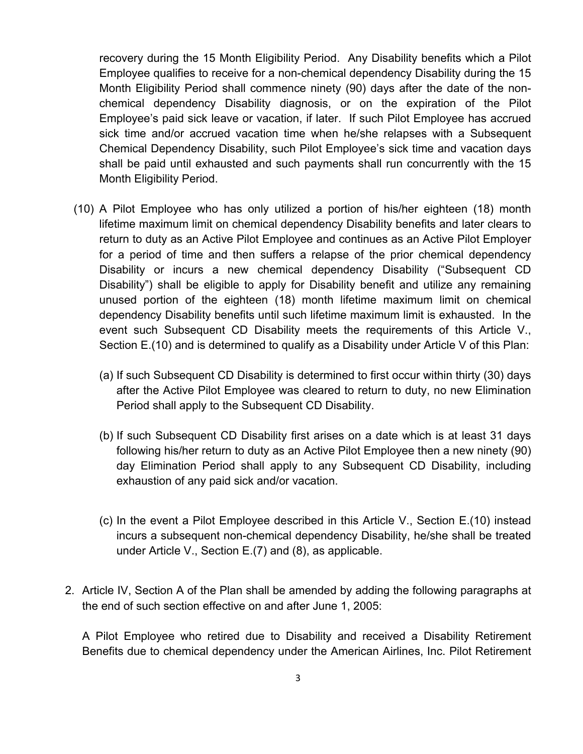recovery during the 15 Month Eligibility Period. Any Disability benefits which a Pilot Employee qualifies to receive for a non-chemical dependency Disability during the 15 Month Eligibility Period shall commence ninety (90) days after the date of the non-chemical dependency Disability diagnosis, or on the expiration of the Pilot Employee's paid sick leave or vacation, if later. If such Pilot Employee has accrued sick time and/or accrued vacation time when he/she relapses with a Subsequent Chemical Dependency Disability, such Pilot Employee's sick time and vacation days shall be paid until exhausted and such payments shall run concurrently with the 15 Month Eligibility Period.

(10) A Pilot Employee who has only utilized a portion of his/her eighteen (18) month lifetime maximum limit on chemical dependency Disability benefits and later clears to return to duty as an Active Pilot Employee and continues as an Active Pilot Employer for a period of time and then suffers a relapse of the prior chemical dependency Disability or incurs a new chemical dependency Disability ("Subsequent CD Disability") shall be eligible to apply for Disability benefit and utilize any remaining unused portion of the eighteen (18) month lifetime maximum limit on chemical dependency Disability benefits until such lifetime maximum limit is exhausted. In the event such Subsequent CD Disability meets the requirements of this Article V., Section E.(10) and is determined to qualify as a Disability under Article V of this Plan:

(a) If such Subsequent CD Disability is determined to first occur within thirty (30) days after the Active Pilot Employee was cleared to return to duty, no new Elimination Period shall apply to the Subsequent CD Disability.

(b) If such Subsequent CD Disability first arises on a date which is at least 31 days following his/her return to duty as an Active Pilot Employee then a new ninety (90) day Elimination Period shall apply to any Subsequent CD Disability, including exhaustion of any paid sick and/or vacation.

(c) In the event a Pilot Employee described in this Article V., Section E.(10) instead incurs a subsequent non-chemical dependency Disability, he/she shall be treated under Article V., Section E.(7) and (8), as applicable.

2. Article IV, Section A of the Plan shall be amended by adding the following paragraphs at the end of such section effective on and after June 1, 2005:

A Pilot Employee who retired due to Disability and received a Disability Retirement Benefits due to chemical dependency under the American Airlines, Inc. Pilot Retirement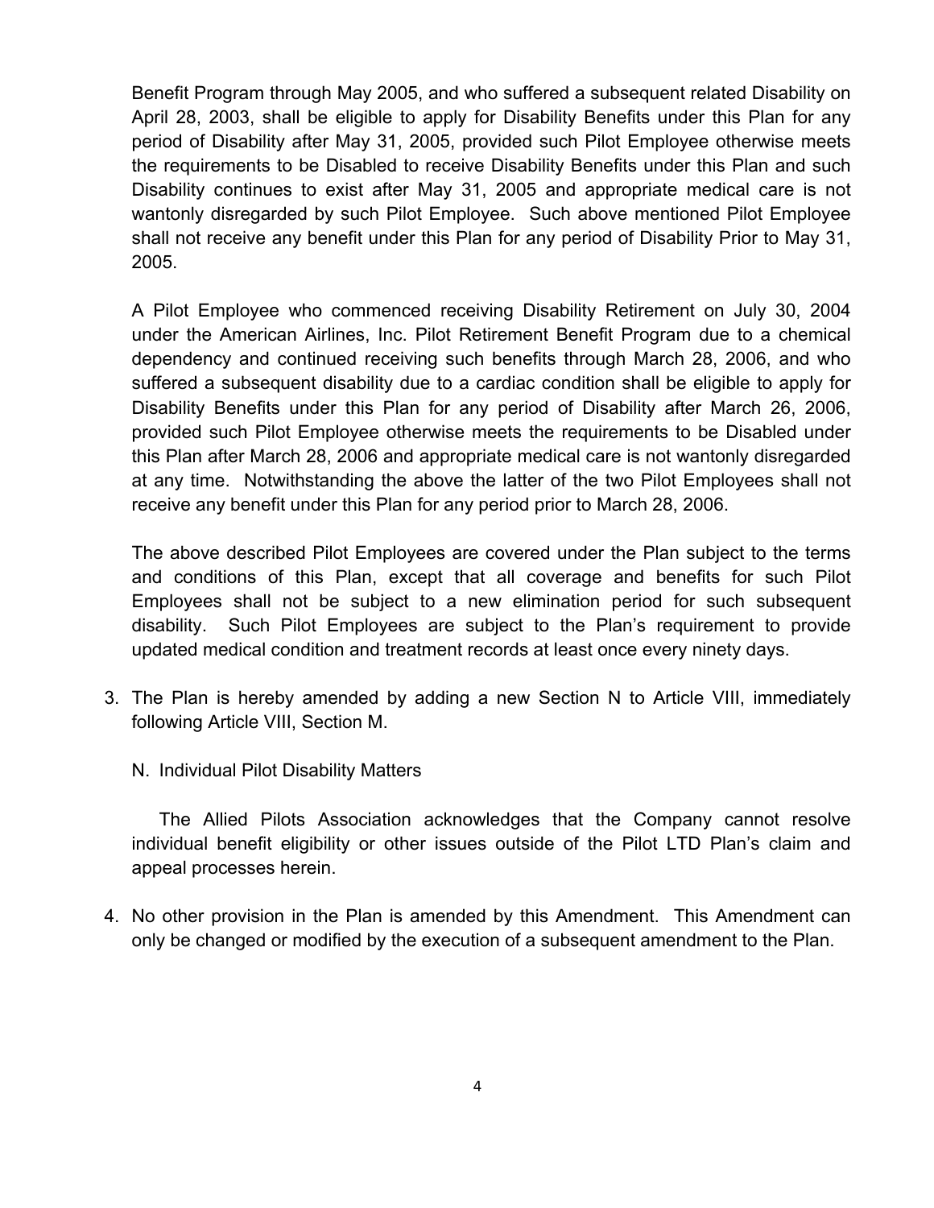Benefit Program through May 2005, and who suffered a subsequent related Disability on April 28, 2003, shall be eligible to apply for Disability Benefits under this Plan for any period of Disability after May 31, 2005, provided such Pilot Employee otherwise meets the requirements to be Disabled to receive Disability Benefits under this Plan and such Disability continues to exist after May 31, 2005 and appropriate medical care is not wantonly disregarded by such Pilot Employee. Such above mentioned Pilot Employee shall not receive any benefit under this Plan for any period of Disability Prior to May 31, 2005.

A Pilot Employee who commenced receiving Disability Retirement on July 30, 2004 under the American Airlines, Inc. Pilot Retirement Benefit Program due to a chemical dependency and continued receiving such benefits through March 28, 2006, and who suffered a subsequent disability due to a cardiac condition shall be eligible to apply for Disability Benefits under this Plan for any period of Disability after March 26, 2006, provided such Pilot Employee otherwise meets the requirements to be Disabled under this Plan after March 28, 2006 and appropriate medical care is not wantonly disregarded at any time. Notwithstanding the above the latter of the two Pilot Employees shall not receive any benefit under this Plan for any period prior to March 28, 2006.

The above described Pilot Employees are covered under the Plan subject to the terms and conditions of this Plan, except that all coverage and benefits for such Pilot Employees shall not be subject to a new elimination period for such subsequent disability. Such Pilot Employees are subject to the Plan's requirement to provide updated medical condition and treatment records at least once every ninety days.

3. The Plan is hereby amended by adding a new Section N to Article VIII, immediately following Article VIII, Section M.

   N. Individual Pilot Disability Matters

   The Allied Pilots Association acknowledges that the Company cannot resolve individual benefit eligibility or other issues outside of the Pilot LTD Plan's claim and appeal processes herein.

4. No other provision in the Plan is amended by this Amendment. This Amendment can only be changed or modified by the execution of a subsequent amendment to the Plan.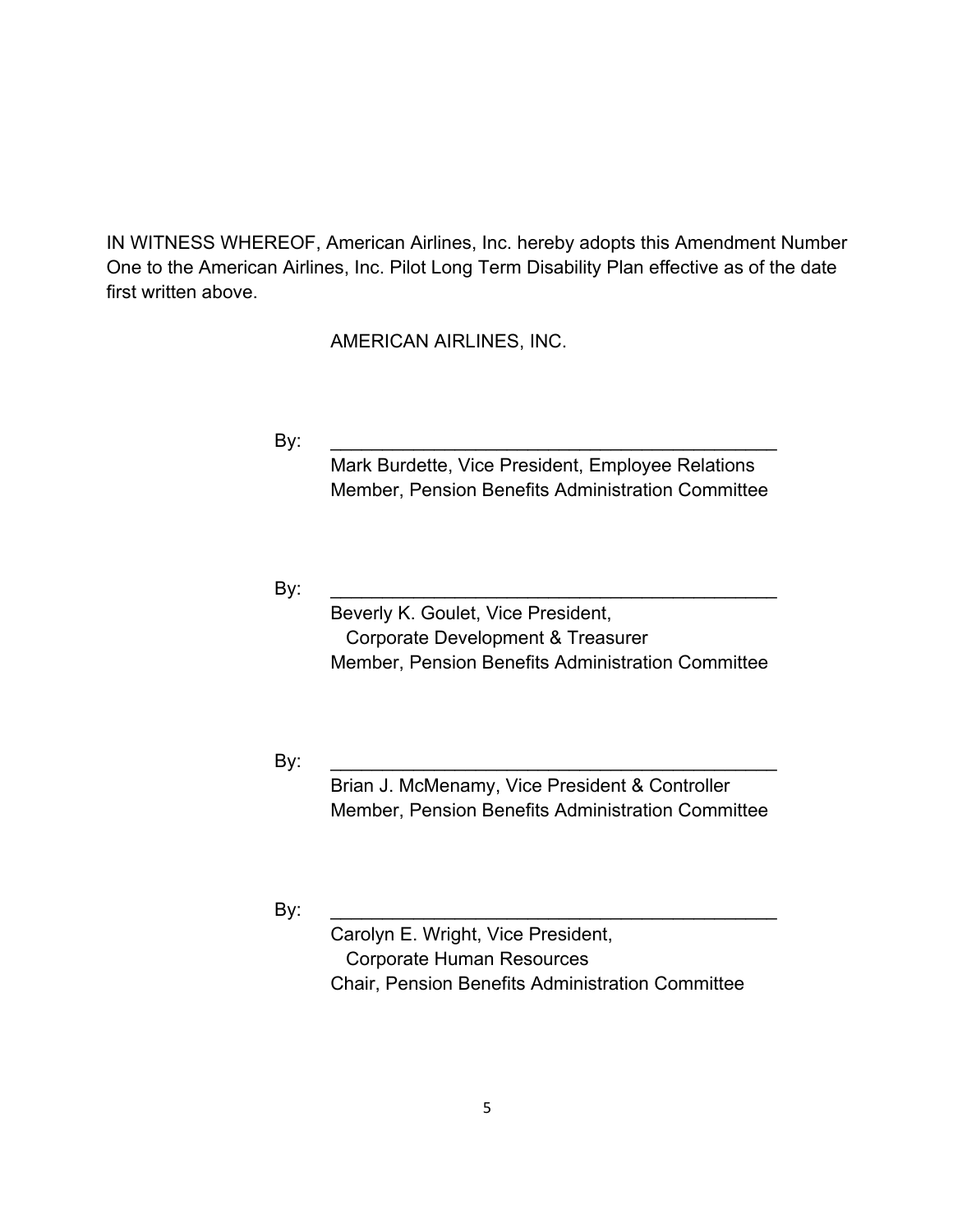IN WITNESS WHEREOF, American Airlines, Inc. hereby adopts this Amendment Number One to the American Airlines, Inc. Pilot Long Term Disability Plan effective as of the date first written above.

AMERICAN AIRLINES, INC.

By: ______________________________________________
Mark Burdette, Vice President, Employee Relations
Member, Pension Benefits Administration Committee

By: ______________________________________________
Beverly K. Goulet, Vice President,
Corporate Development & Treasurer
Member, Pension Benefits Administration Committee

By: ______________________________________________
Brian J. McMenamy, Vice President & Controller
Member, Pension Benefits Administration Committee

By: ______________________________________________
Carolyn E. Wright, Vice President,
Corporate Human Resources
Chair, Pension Benefits Administration Committee